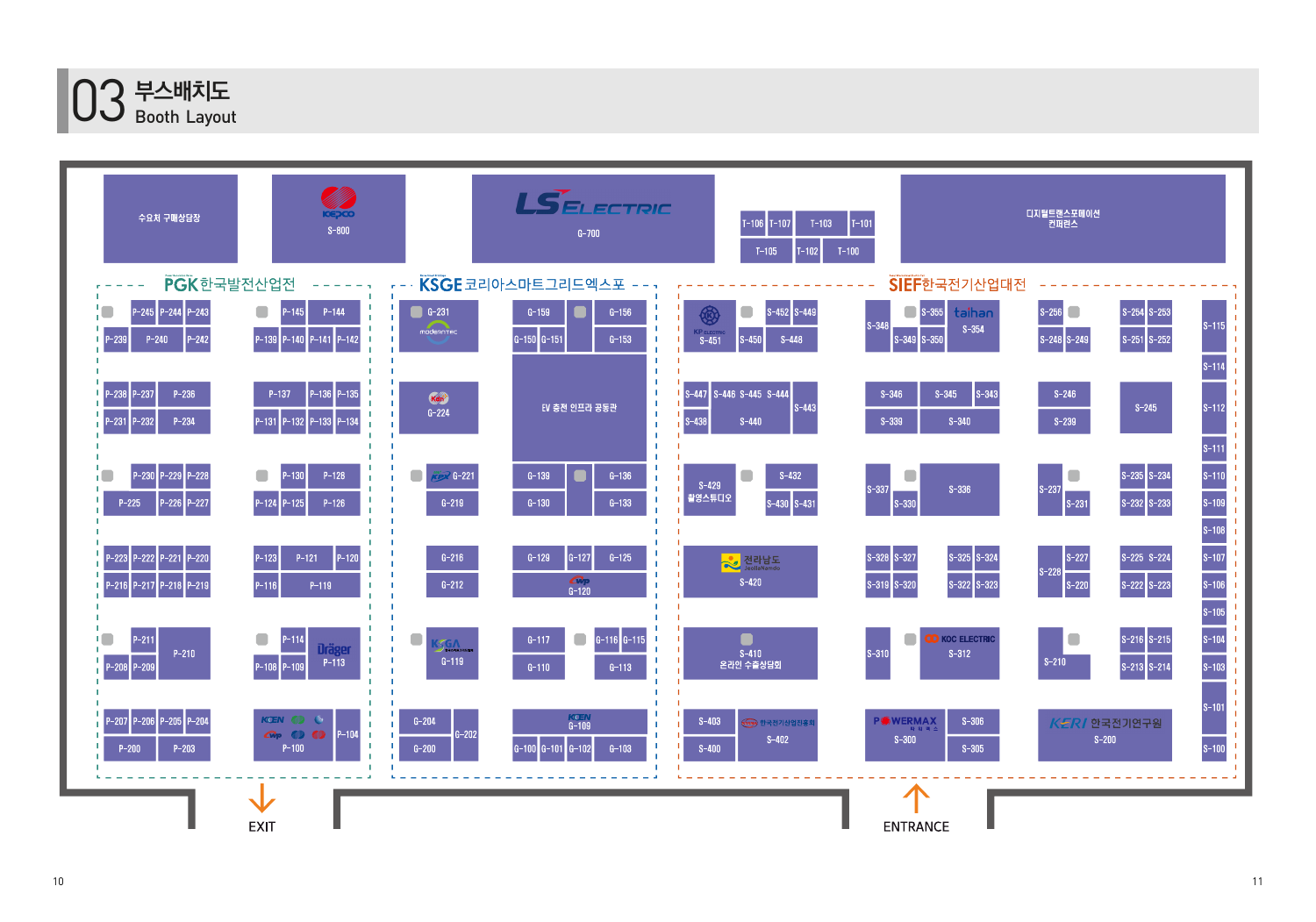# 03 부스배치도
## Booth Layout

수요처 구매상담장

KEPCO S-800

LS ELECTRIC G-700

T-106 T-107 T-103 T-101 T-105 T-102 T-100

디지털트랜스포메이션 컨퍼런스

### PGK 한국발전산업전

P-245 P-244 P-243 P-239 P-240 P-242

P-145 P-144 P-139 P-140 P-141 P-142

P-238 P-237 P-236 P-231 P-232 P-234

P-137 P-136 P-135 P-131 P-132 P-133 P-134

P-230 P-229 P-228 P-225 P-226 P-227

P-130 P-128 P-124 P-125 P-126

P-223 P-222 P-221 P-220 P-216 P-217 P-218 P-219

P-123 P-121 P-120 P-116 P-119

P-211 P-210 P-208 P-209

P-114 Dräger P-113 P-108 P-109

P-207 P-206 P-205 P-204 P-200 P-203

KOEN kwp P-100 P-104

### KSGE 코리아스마트그리드엑스포

G-231 modernTEC

G-159 G-156 G-150 G-151 G-153

Kdn G-224

EV 충전 인프라 공동관

KDN G-221 G-219

G-139 G-136 G-130 G-133

G-216 G-212

G-129 G-127 G-125 kwp G-120

KSGA G-119

G-117 G-116 G-115 G-110 G-113

G-204 G-202 G-200

KOEN G-109 G-100 G-101 G-102 G-103

### SIEF 한국전기산업대전

KP ELECTRIC S-451 S-452 S-449 S-450 S-448

S-348 S-355 taihan S-354 S-349 S-350

S-256 S-248 S-249

S-254 S-253 S-251 S-252

S-115 S-114

S-447 S-446 S-445 S-444 S-443 S-438 S-440

S-346 S-345 S-343 S-339 S-340

S-246 S-239

S-245

S-112 S-111

S-429 촬영스튜디오 S-432 S-430 S-431

S-337 S-336 S-330

S-237 S-231

S-235 S-234 S-232 S-233

S-110 S-109 S-108

전라남도 JeollaNamdo S-420

S-328 S-327 S-319 S-320

S-325 S-324 S-322 S-323

S-228 S-227 S-220

S-225 S-224 S-222 S-223

S-107 S-106 S-105

S-410 온라인 수출상담회

S-310

KOC ELECTRIC S-312

S-210

S-216 S-215 S-213 S-214

S-104 S-103

S-403 S-400

한국전기산업진흥회 S-402

POWERMAX S-300

S-306 S-305

KERI 한국전기연구원 S-200

S-101 S-100

EXIT

ENTRANCE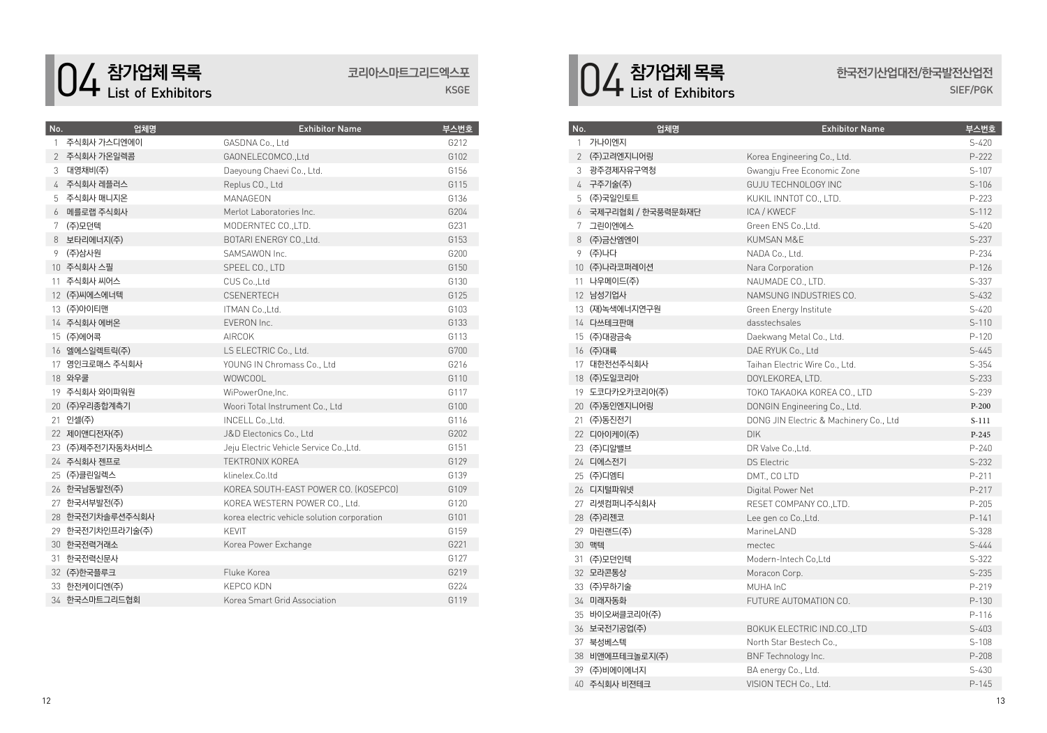# 04 참가업체 목록 List of Exhibitors

코리아스마트그리드엑스포
KSGE

| No. | 업체명 | Exhibitor Name | 부스번호 |
|---|---|---|---|
| 1 | 주식회사 가스디엔에이 | GASDNA Co., Ltd | G212 |
| 2 | 주식회사 가온일렉콤 | GAONELECOMCO.,Ltd | G102 |
| 3 | 대영채비(주) | Daeyoung Chaevi Co., Ltd. | G156 |
| 4 | 주식회사 레플러스 | Replus CO., Ltd | G115 |
| 5 | 주식회사 매니지온 | MANAGEON | G136 |
| 6 | 메를로랩 주식회사 | Merlot Laboratories Inc. | G204 |
| 7 | (주)모던텍 | MODERNTEC CO.,LTD. | G231 |
| 8 | 보타리에너지(주) | BOTARI ENERGY CO.,Ltd. | G153 |
| 9 | (주)삼사원 | SAMSAWON Inc. | G200 |
| 10 | 주식회사 스필 | SPEEL CO., LTD | G150 |
| 11 | 주식회사 씨어스 | CUS Co.,Ltd | G130 |
| 12 | (주)씨에스에너텍 | CSENERTECH | G125 |
| 13 | (주)아이티맨 | ITMAN Co.,Ltd. | G103 |
| 14 | 주식회사 에버온 | EVERON Inc. | G133 |
| 15 | (주)에어콕 | AIRCOK | G113 |
| 16 | 엘에스일렉트릭(주) | LS ELECTRIC Co., Ltd. | G700 |
| 17 | 영인크로매스 주식회사 | YOUNG IN Chromass Co., Ltd | G216 |
| 18 | 와우쿨 | WOWCOOL | G110 |
| 19 | 주식회사 와이파워원 | WiPowerOne,Inc. | G117 |
| 20 | (주)우리종합계측기 | Woori Total Instrument Co., Ltd | G100 |
| 21 | 인셀(주) | INCELL Co.,Ltd. | G116 |
| 22 | 제이앤디전자(주) | J&D Electonics Co., Ltd | G202 |
| 23 | (주)제주전기자동차서비스 | Jeju Electric Vehicle Service Co.,Ltd. | G151 |
| 24 | 주식회사 젠프로 | TEKTRONIX KOREA | G129 |
| 25 | (주)클린일렉스 | klinelex.Co.ltd | G139 |
| 26 | 한국남동발전(주) | KOREA SOUTH-EAST POWER CO. (KOSEPCO) | G109 |
| 27 | 한국서부발전(주) | KOREA WESTERN POWER CO., Ltd. | G120 |
| 28 | 한국전기차솔루션주식회사 | korea electric vehicle solution corporation | G101 |
| 29 | 한국전기차인프라기술(주) | KEVIT | G159 |
| 30 | 한국전력거래소 | Korea Power Exchange | G221 |
| 31 | 한국전력신문사 | | G127 |
| 32 | (주)한국플루크 | Fluke Korea | G219 |
| 33 | 한전케이디엔(주) | KEPCO KDN | G224 |
| 34 | 한국스마트그리드협회 | Korea Smart Grid Association | G119 |

# 04 참가업체 목록 List of Exhibitors

한국전기산업대전/한국발전산업전
SIEF/PGK

| No. | 업체명 | Exhibitor Name | 부스번호 |
|---|---|---|---|
| 1 | 가나이엔지 | | S-420 |
| 2 | (주)고려엔지니어링 | Korea Engineering Co., Ltd. | P-222 |
| 3 | 광주경제자유구역청 | Gwangju Free Economic Zone | S-107 |
| 4 | 구주기술(주) | GUJU TECHNOLOGY INC | S-106 |
| 5 | (주)국일인토트 | KUKIL INNTOT CO., LTD. | P-223 |
| 6 | 국제구리협회 / 한국풍력문화재단 | ICA / KWECF | S-112 |
| 7 | 그린이엔에스 | Green ENS Co.,Ltd. | S-420 |
| 8 | (주)금산엠엔이 | KUMSAN M&E | S-237 |
| 9 | (주)나다 | NADA Co., Ltd. | P-234 |
| 10 | (주)나라코퍼레이션 | Nara Corporation | P-126 |
| 11 | 나우메이드(주) | NAUMADE CO., LTD. | S-337 |
| 12 | 남성기업사 | NAMSUNG INDUSTRIES CO. | S-432 |
| 13 | (재)녹색에너지연구원 | Green Energy Institute | S-420 |
| 14 | 다쓰테크판매 | dasstechsales | S-110 |
| 15 | (주)대광금속 | Daekwang Metal Co., Ltd. | P-120 |
| 16 | (주)대륙 | DAE RYUK Co., Ltd | S-445 |
| 17 | 대한전선주식회사 | Taihan Electric Wire Co., Ltd. | S-354 |
| 18 | (주)도일코리아 | DOYLEKOREA, LTD. | S-233 |
| 19 | 도코다카오카코리아(주) | TOKO TAKAOKA KOREA CO., LTD | S-239 |
| 20 | (주)동인엔지니어링 | DONGIN Engineering Co., Ltd. | P-200 |
| 21 | (주)동진전기 | DONG JIN Electric & Machinery Co., Ltd | S-111 |
| 22 | 디아이케이(주) | DIK | P-245 |
| 23 | (주)디알밸브 | DR Valve Co.,Ltd. | P-240 |
| 24 | 디에스전기 | DS Electric | S-232 |
| 25 | (주)디엠티 | DMT., CO LTD | P-211 |
| 26 | 디지털파워넷 | Digital Power Net | P-217 |
| 27 | 리셋컴퍼니주식회사 | RESET COMPANY CO.,LTD. | P-205 |
| 28 | (주)리젠코 | Lee gen co Co.,Ltd. | P-141 |
| 29 | 마린랜드(주) | MarineLAND | S-328 |
| 30 | 맥텍 | mectec | S-444 |
| 31 | (주)모던인텍 | Modern-Intech Co,Ltd | S-322 |
| 32 | 모라콘통상 | Moracon Corp. | S-235 |
| 33 | (주)무하기술 | MUHA InC | P-219 |
| 34 | 미래자동화 | FUTURE AUTOMATION CO. | P-130 |
| 35 | 바이오써클코리아(주) | | P-116 |
| 36 | 보국전기공업(주) | BOKUK ELECTRIC IND.CO.,LTD | S-403 |
| 37 | 북성베스텍 | North Star Bestech Co., | S-108 |
| 38 | 비앤에프테크놀로지(주) | BNF Technology Inc. | P-208 |
| 39 | (주)비에이에너지 | BA energy Co., Ltd. | S-430 |
| 40 | 주식회사 비전테크 | VISION TECH Co., Ltd. | P-145 |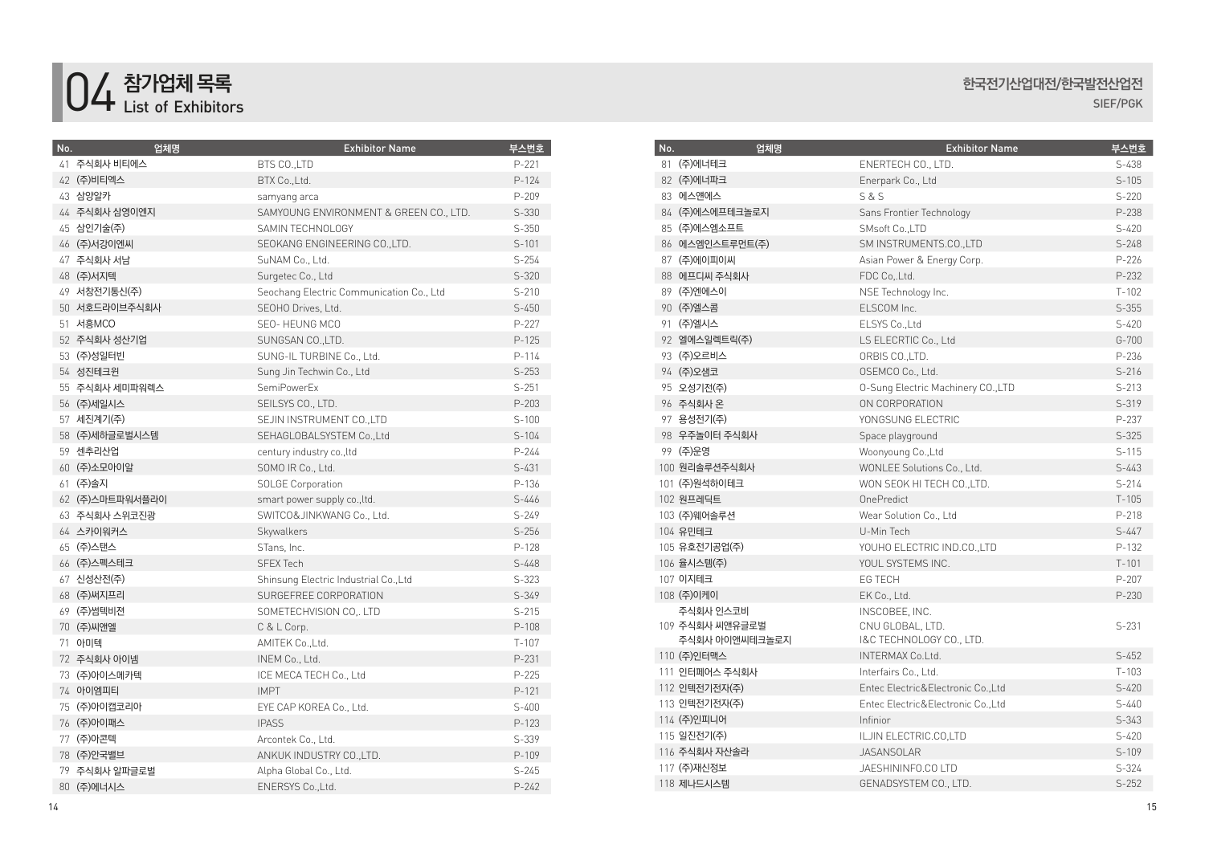# 04 참가업체 목록
## List of Exhibitors

한국전기산업대전/한국발전산업전
SIEF/PGK

| No. | 업체명 | Exhibitor Name | 부스번호 |
|---|---|---|---|
| 41 | 주식회사 비티에스 | BTS CO.,LTD | P-221 |
| 42 | (주)비티엑스 | BTX Co.,Ltd. | P-124 |
| 43 | 삼양알카 | samyang arca | P-209 |
| 44 | 주식회사 삼영이엔지 | SAMYOUNG ENVIRONMENT & GREEN CO., LTD. | S-330 |
| 45 | 삼인기술(주) | SAMIN TECHNOLOGY | S-350 |
| 46 | (주)서강이엔씨 | SEOKANG ENGINEERING CO.,LTD. | S-101 |
| 47 | 주식회사 서남 | SuNAM Co., Ltd. | S-254 |
| 48 | (주)서지텍 | Surgetec Co., Ltd | S-320 |
| 49 | 서창전기통신(주) | Seochang Electric Communication Co., Ltd | S-210 |
| 50 | 서호드라이브주식회사 | SEOHO Drives, Ltd. | S-450 |
| 51 | 서흥MCO | SEO- HEUNG MCO | P-227 |
| 52 | 주식회사 성산기업 | SUNGSAN CO.,LTD. | P-125 |
| 53 | (주)성일터빈 | SUNG-IL TURBINE Co., Ltd. | P-114 |
| 54 | 성진테크윈 | Sung Jin Techwin Co., Ltd | S-253 |
| 55 | 주식회사 세미파워렉스 | SemiPowerEx | S-251 |
| 56 | (주)세일시스 | SEILSYS CO., LTD. | P-203 |
| 57 | 세진계기(주) | SEJIN INSTRUMENT CO.,LTD | S-100 |
| 58 | (주)세하글로벌시스템 | SEHAGLOBALSYSTEM Co.,Ltd | S-104 |
| 59 | 센추리산업 | century industry co.,ltd | P-244 |
| 60 | (주)소모아이알 | SOMO IR Co., Ltd. | S-431 |
| 61 | (주)솔지 | SOLGE Corporation | P-136 |
| 62 | (주)스마트파워서플라이 | smart power supply co.,ltd. | S-446 |
| 63 | 주식회사 스위코진광 | SWITCO&JINKWANG Co., Ltd. | S-249 |
| 64 | 스카이워커스 | Skywalkers | S-256 |
| 65 | (주)스텐스 | STans, Inc. | P-128 |
| 66 | (주)스펙스테크 | SFEX Tech | S-448 |
| 67 | 신성산전(주) | Shinsung Electric Industrial Co.,Ltd | S-323 |
| 68 | (주)써지프리 | SURGEFREE CORPORATION | S-349 |
| 69 | (주)썸텍비전 | SOMETECHVISION CO,. LTD | S-215 |
| 70 | (주)씨앤엘 | C & L Corp. | P-108 |
| 71 | 아미텍 | AMITEK Co.,Ltd. | T-107 |
| 72 | 주식회사 아이넴 | INEM Co., Ltd. | P-231 |
| 73 | (주)아이스메카텍 | ICE MECA TECH Co., Ltd | P-225 |
| 74 | 아이엠피티 | IMPT | P-121 |
| 75 | (주)아이캡코리아 | EYE CAP KOREA Co., Ltd. | S-400 |
| 76 | (주)아이패스 | IPASS | P-123 |
| 77 | (주)아콘텍 | Arcontek Co., Ltd. | S-339 |
| 78 | (주)안국밸브 | ANKUK INDUSTRY CO.,LTD. | P-109 |
| 79 | 주식회사 알파글로벌 | Alpha Global Co., Ltd. | S-245 |
| 80 | (주)에너시스 | ENERSYS Co.,Ltd. | P-242 |
| 81 | (주)에너테크 | ENERTECH CO., LTD. | S-438 |
| 82 | (주)에너파크 | Enerpark Co., Ltd | S-105 |
| 83 | 에스앤에스 | S & S | S-220 |
| 84 | (주)에스에프테크놀로지 | Sans Frontier Technology | P-238 |
| 85 | (주)에스엠소프트 | SMsoft Co.,LTD | S-420 |
| 86 | 에스엠인스트루먼트(주) | SM INSTRUMENTS.CO.,LTD | S-248 |
| 87 | (주)에이피이씨 | Asian Power & Energy Corp. | P-226 |
| 88 | 에프디씨 주식회사 | FDC Co,.Ltd. | P-232 |
| 89 | (주)엔에스이 | NSE Technology Inc. | T-102 |
| 90 | (주)엘스콤 | ELSCOM Inc. | S-355 |
| 91 | (주)엘시스 | ELSYS Co.,Ltd | S-420 |
| 92 | 엘에스일렉트릭(주) | LS ELECRTIC Co., Ltd | G-700 |
| 93 | (주)오르비스 | ORBIS CO.,LTD. | P-236 |
| 94 | (주)오샘코 | OSEMCO Co., Ltd. | S-216 |
| 95 | 오성기전(주) | O-Sung Electric Machinery CO.,LTD | S-213 |
| 96 | 주식회사 온 | ON CORPORATION | S-319 |
| 97 | 용성전기(주) | YONGSUNG ELECTRIC | P-237 |
| 98 | 우주놀이터 주식회사 | Space playground | S-325 |
| 99 | (주)운영 | Woonyoung Co.,Ltd | S-115 |
| 100 | 원리솔루션주식회사 | WONLEE Solutions Co., Ltd. | S-443 |
| 101 | (주)원석하이테크 | WON SEOK HI TECH CO.,LTD. | S-214 |
| 102 | 원프레딕트 | OnePredict | T-105 |
| 103 | (주)웨어솔루션 | Wear Solution Co., Ltd | P-218 |
| 104 | 유민테크 | U-Min Tech | S-447 |
| 105 | 유호전기공업(주) | YOUHO ELECTRIC IND.CO.,LTD | P-132 |
| 106 | 율시스템(주) | YOUL SYSTEMS INC. | T-101 |
| 107 | 이지테크 | EG TECH | P-207 |
| 108 | (주)이케이 | EK Co., Ltd. | P-230 |
| 109 | 주식회사 인스코비<br>주식회사 씨앤유글로벌<br>주식회사 아이앤씨테크놀로지 | INSCOBEE, INC.<br>CNU GLOBAL, LTD.<br>I&C TECHNOLOGY CO., LTD. | S-231 |
| 110 | (주)인터맥스 | INTERMAX Co.Ltd. | S-452 |
| 111 | 인터페어스 주식회사 | Interfairs Co., Ltd. | T-103 |
| 112 | 인텍전기전자(주) | Entec Electric&Electronic Co.,Ltd | S-420 |
| 113 | 인텍전기전자(주) | Entec Electric&Electronic Co.,Ltd | S-440 |
| 114 | (주)인피니어 | Infinior | S-343 |
| 115 | 일진전기(주) | ILJIN ELECTRIC.CO,LTD | S-420 |
| 116 | 주식회사 자산솔라 | JASANSOLAR | S-109 |
| 117 | (주)재신정보 | JAESHININFO.CO LTD | S-324 |
| 118 | 제나드시스템 | GENADSYSTEM CO., LTD. | S-252 |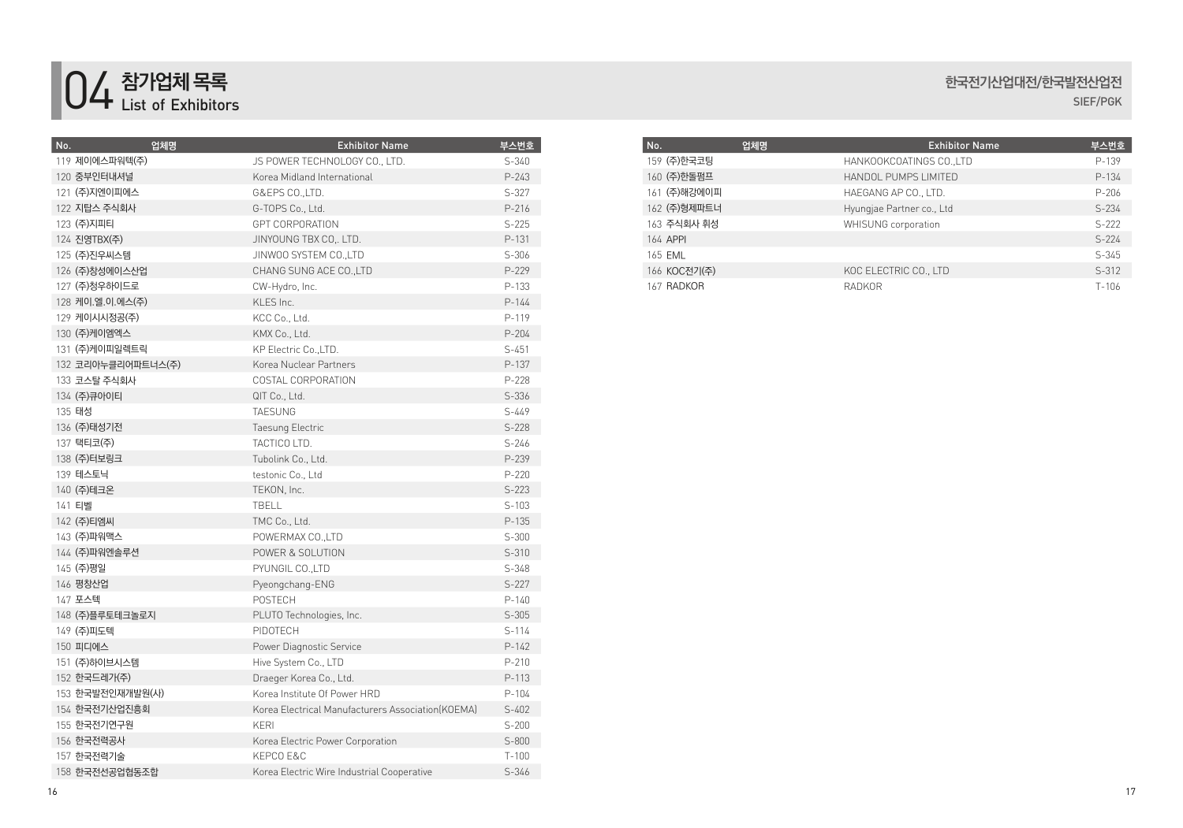# 04 참가업체 목록
## List of Exhibitors

한국전기산업대전/한국발전산업전
SIEF/PGK

| No. | 업체명 | Exhibitor Name | 부스번호 |
|---|---|---|---|
| 119 | 제이에스파워텍(주) | JS POWER TECHNOLOGY CO., LTD. | S-340 |
| 120 | 중부인터내셔널 | Korea Midland International | P-243 |
| 121 | (주)지엔이피에스 | G&EPS CO.,LTD. | S-327 |
| 122 | 지탑스 주식회사 | G-TOPS Co., Ltd. | P-216 |
| 123 | (주)지피티 | GPT CORPORATION | S-225 |
| 124 | 진영TBX(주) | JINYOUNG TBX CO,. LTD. | P-131 |
| 125 | (주)진우씨스템 | JINWOO SYSTEM CO.,LTD | S-306 |
| 126 | (주)창성에이스산업 | CHANG SUNG ACE CO.,LTD | P-229 |
| 127 | (주)청우하이드로 | CW-Hydro, Inc. | P-133 |
| 128 | 케이.엘.이.에스(주) | KLES Inc. | P-144 |
| 129 | 케이시시정공(주) | KCC Co., Ltd. | P-119 |
| 130 | (주)케이엠엑스 | KMX Co., Ltd. | P-204 |
| 131 | (주)케이피일렉트릭 | KP Electric Co.,LTD. | S-451 |
| 132 | 코리아뉴클리어파트너스(주) | Korea Nuclear Partners | P-137 |
| 133 | 코스탈 주식회사 | COSTAL CORPORATION | P-228 |
| 134 | (주)큐아이티 | QIT Co., Ltd. | S-336 |
| 135 | 태성 | TAESUNG | S-449 |
| 136 | (주)태성기전 | Taesung Electric | S-228 |
| 137 | 택티코(주) | TACTICO LTD. | S-246 |
| 138 | (주)터보링크 | Tubolink Co., Ltd. | P-239 |
| 139 | 테스토닉 | testonic Co., Ltd | P-220 |
| 140 | (주)테크온 | TEKON, Inc. | S-223 |
| 141 | 티벨 | TBELL | S-103 |
| 142 | (주)티엠씨 | TMC Co., Ltd. | P-135 |
| 143 | (주)파워맥스 | POWERMAX CO.,LTD | S-300 |
| 144 | (주)파워엔솔루션 | POWER & SOLUTION | S-310 |
| 145 | (주)평일 | PYUNGIL CO.,LTD | S-348 |
| 146 | 평창산업 | Pyeongchang-ENG | S-227 |
| 147 | 포스텍 | POSTECH | P-140 |
| 148 | (주)플루토테크놀로지 | PLUTO Technologies, Inc. | S-305 |
| 149 | (주)피도텍 | PIDOTECH | S-114 |
| 150 | 피디에스 | Power Diagnostic Service | P-142 |
| 151 | (주)하이브시스템 | Hive System Co., LTD | P-210 |
| 152 | 한국드레거(주) | Draeger Korea Co., Ltd. | P-113 |
| 153 | 한국발전인재개발원(사) | Korea Institute Of Power HRD | P-104 |
| 154 | 한국전기산업진흥회 | Korea Electrical Manufacturers Association(KOEMA) | S-402 |
| 155 | 한국전기연구원 | KERI | S-200 |
| 156 | 한국전력공사 | Korea Electric Power Corporation | S-800 |
| 157 | 한국전력기술 | KEPCO E&C | T-100 |
| 158 | 한국전선공업협동조합 | Korea Electric Wire Industrial Cooperative | S-346 |
| 159 | (주)한국코팅 | HANKOOKCOATINGS CO.,LTD | P-139 |
| 160 | (주)한돌펌프 | HANDOL PUMPS LIMITED | P-134 |
| 161 | (주)해강에이피 | HAEGANG AP CO., LTD. | P-206 |
| 162 | (주)형제파트너 | Hyungjae Partner co., Ltd | S-234 |
| 163 | 주식회사 휘성 | WHISUNG corporation | S-222 |
| 164 | APPI | | S-224 |
| 165 | EML | | S-345 |
| 166 | KOC전기(주) | KOC ELECTRIC CO., LTD | S-312 |
| 167 | RADKOR | RADKOR | T-106 |